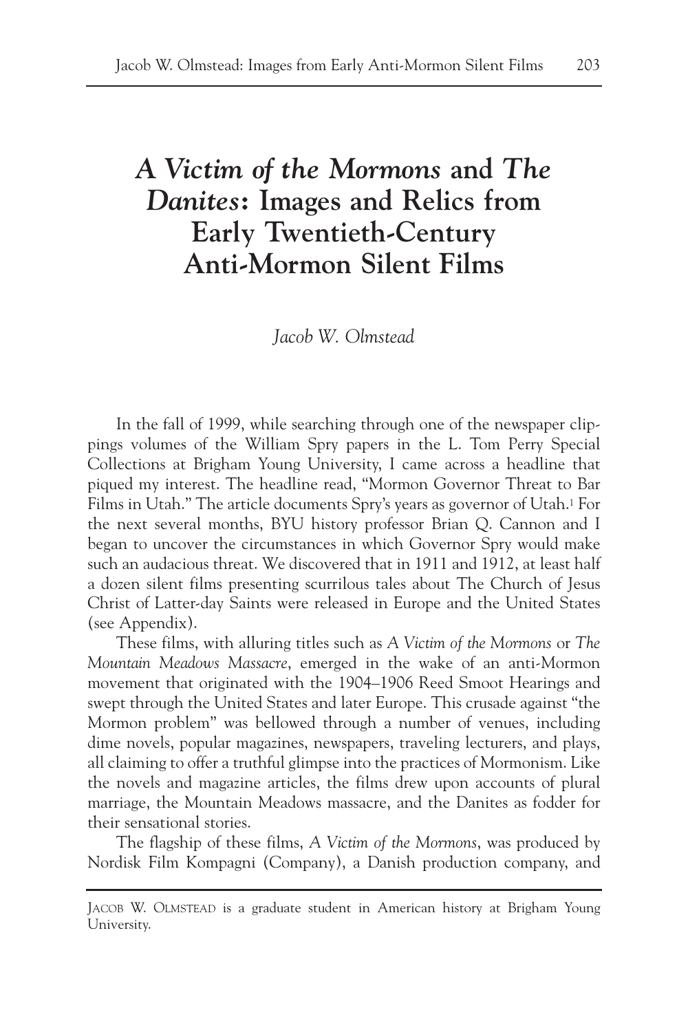# *A Victim of the Mormons* and *The Danites*: Images and Relics from Early Twentieth-Century Anti-Mormon Silent Films

*Jacob W. Olmstead*

In the fall of 1999, while searching through one of the newspaper clippings volumes of the William Spry papers in the L. Tom Perry Special Collections at Brigham Young University, I came across a headline that piqued my interest. The headline read, "Mormon Governor Threat to Bar Films in Utah." The article documents Spry's years as governor of Utah.[1] For the next several months, BYU history professor Brian Q. Cannon and I began to uncover the circumstances in which Governor Spry would make such an audacious threat. We discovered that in 1911 and 1912, at least half a dozen silent films presenting scurrilous tales about The Church of Jesus Christ of Latter-day Saints were released in Europe and the United States (see Appendix).

These films, with alluring titles such as *A Victim of the Mormons* or *The Mountain Meadows Massacre*, emerged in the wake of an anti-Mormon movement that originated with the 1904–1906 Reed Smoot Hearings and swept through the United States and later Europe. This crusade against "the Mormon problem" was bellowed through a number of venues, including dime novels, popular magazines, newspapers, traveling lecturers, and plays, all claiming to offer a truthful glimpse into the practices of Mormonism. Like the novels and magazine articles, the films drew upon accounts of plural marriage, the Mountain Meadows massacre, and the Danites as fodder for their sensational stories.

The flagship of these films, *A Victim of the Mormons*, was produced by Nordisk Film Kompagni (Company), a Danish production company, and

---

Jacob W. Olmstead is a graduate student in American history at Brigham Young University.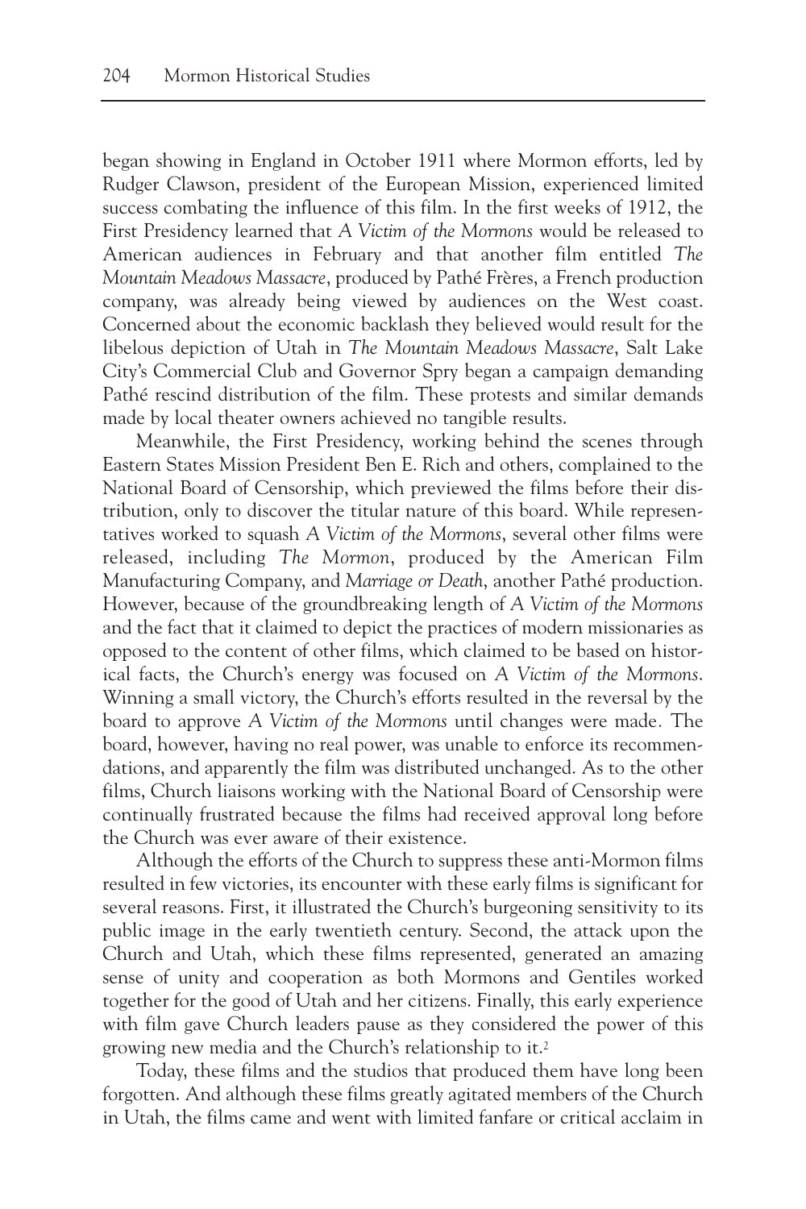began showing in England in October 1911 where Mormon efforts, led by Rudger Clawson, president of the European Mission, experienced limited success combating the influence of this film. In the first weeks of 1912, the First Presidency learned that *A Victim of the Mormons* would be released to American audiences in February and that another film entitled *The Mountain Meadows Massacre*, produced by Pathé Frères, a French production company, was already being viewed by audiences on the West coast. Concerned about the economic backlash they believed would result for the libelous depiction of Utah in *The Mountain Meadows Massacre*, Salt Lake City's Commercial Club and Governor Spry began a campaign demanding Pathé rescind distribution of the film. These protests and similar demands made by local theater owners achieved no tangible results.

Meanwhile, the First Presidency, working behind the scenes through Eastern States Mission President Ben E. Rich and others, complained to the National Board of Censorship, which previewed the films before their distribution, only to discover the titular nature of this board. While representatives worked to squash *A Victim of the Mormons*, several other films were released, including *The Mormon*, produced by the American Film Manufacturing Company, and *Marriage or Death*, another Pathé production. However, because of the groundbreaking length of *A Victim of the Mormons* and the fact that it claimed to depict the practices of modern missionaries as opposed to the content of other films, which claimed to be based on historical facts, the Church's energy was focused on *A Victim of the Mormons*. Winning a small victory, the Church's efforts resulted in the reversal by the board to approve *A Victim of the Mormons* until changes were made. The board, however, having no real power, was unable to enforce its recommendations, and apparently the film was distributed unchanged. As to the other films, Church liaisons working with the National Board of Censorship were continually frustrated because the films had received approval long before the Church was ever aware of their existence.

Although the efforts of the Church to suppress these anti-Mormon films resulted in few victories, its encounter with these early films is significant for several reasons. First, it illustrated the Church's burgeoning sensitivity to its public image in the early twentieth century. Second, the attack upon the Church and Utah, which these films represented, generated an amazing sense of unity and cooperation as both Mormons and Gentiles worked together for the good of Utah and her citizens. Finally, this early experience with film gave Church leaders pause as they considered the power of this growing new media and the Church's relationship to it.[2]

Today, these films and the studios that produced them have long been forgotten. And although these films greatly agitated members of the Church in Utah, the films came and went with limited fanfare or critical acclaim in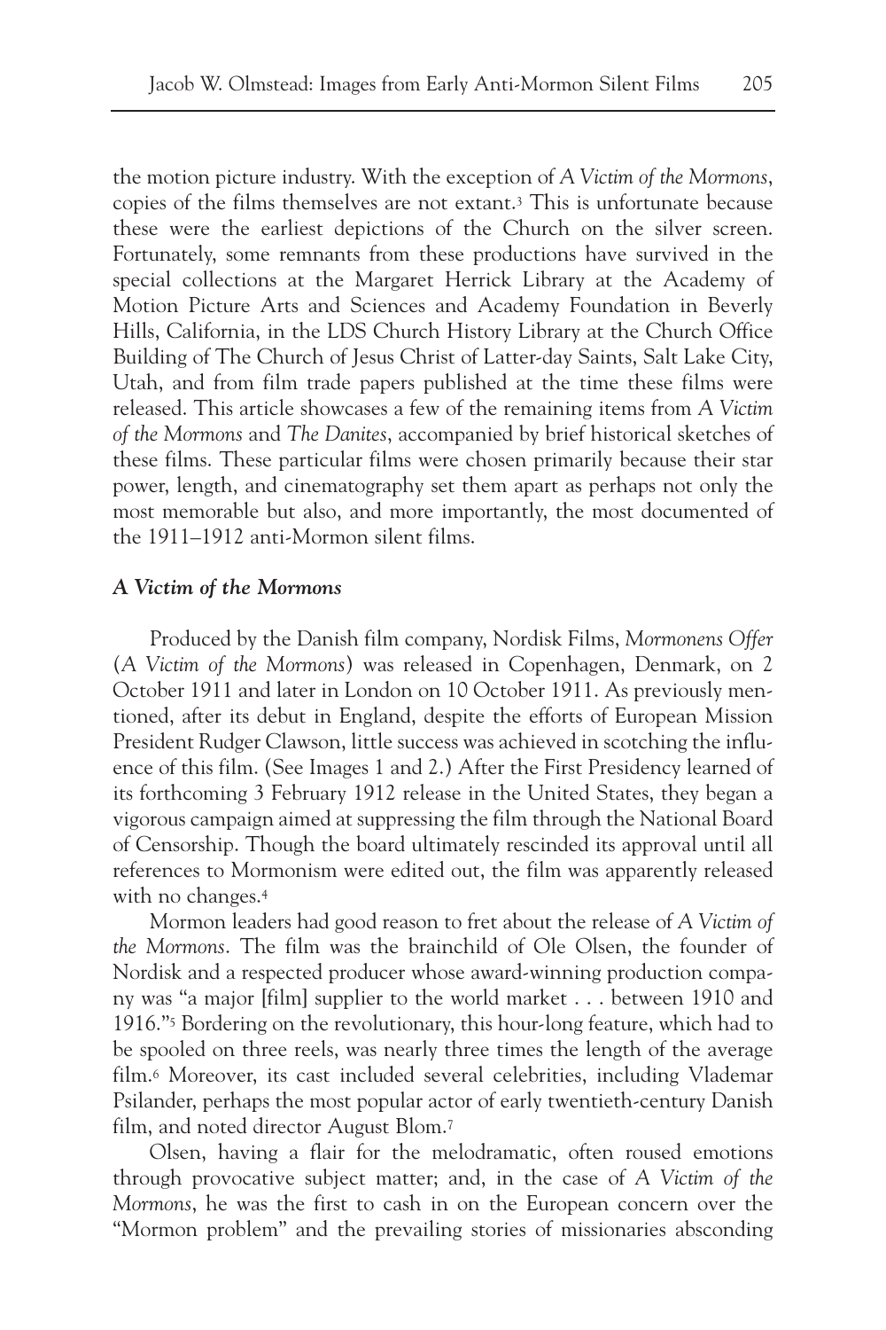the motion picture industry. With the exception of *A Victim of the Mormons*, copies of the films themselves are not extant.[3] This is unfortunate because these were the earliest depictions of the Church on the silver screen. Fortunately, some remnants from these productions have survived in the special collections at the Margaret Herrick Library at the Academy of Motion Picture Arts and Sciences and Academy Foundation in Beverly Hills, California, in the LDS Church History Library at the Church Office Building of The Church of Jesus Christ of Latter-day Saints, Salt Lake City, Utah, and from film trade papers published at the time these films were released. This article showcases a few of the remaining items from *A Victim of the Mormons* and *The Danites*, accompanied by brief historical sketches of these films. These particular films were chosen primarily because their star power, length, and cinematography set them apart as perhaps not only the most memorable but also, and more importantly, the most documented of the 1911–1912 anti-Mormon silent films.

### *A Victim of the Mormons*

Produced by the Danish film company, Nordisk Films, *Mormonens Offer* (*A Victim of the Mormons*) was released in Copenhagen, Denmark, on 2 October 1911 and later in London on 10 October 1911. As previously mentioned, after its debut in England, despite the efforts of European Mission President Rudger Clawson, little success was achieved in scotching the influence of this film. (See Images 1 and 2.) After the First Presidency learned of its forthcoming 3 February 1912 release in the United States, they began a vigorous campaign aimed at suppressing the film through the National Board of Censorship. Though the board ultimately rescinded its approval until all references to Mormonism were edited out, the film was apparently released with no changes.[4]

Mormon leaders had good reason to fret about the release of *A Victim of the Mormons*. The film was the brainchild of Ole Olsen, the founder of Nordisk and a respected producer whose award-winning production company was "a major [film] supplier to the world market . . . between 1910 and 1916."[5] Bordering on the revolutionary, this hour-long feature, which had to be spooled on three reels, was nearly three times the length of the average film.[6] Moreover, its cast included several celebrities, including Vlademar Psilander, perhaps the most popular actor of early twentieth-century Danish film, and noted director August Blom.[7]

Olsen, having a flair for the melodramatic, often roused emotions through provocative subject matter; and, in the case of *A Victim of the Mormons*, he was the first to cash in on the European concern over the "Mormon problem" and the prevailing stories of missionaries absconding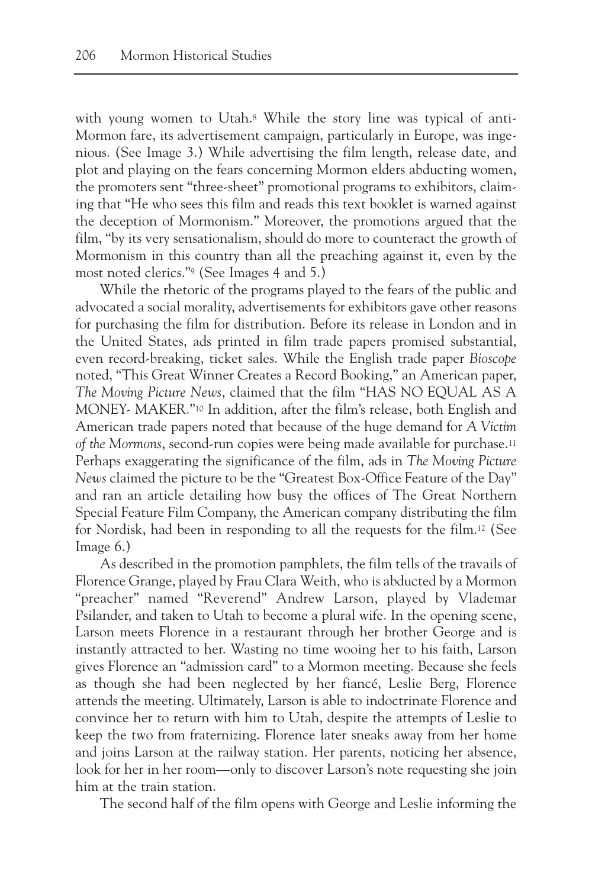with young women to Utah.[8] While the story line was typical of anti-Mormon fare, its advertisement campaign, particularly in Europe, was ingenious. (See Image 3.) While advertising the film length, release date, and plot and playing on the fears concerning Mormon elders abducting women, the promoters sent "three-sheet" promotional programs to exhibitors, claiming that "He who sees this film and reads this text booklet is warned against the deception of Mormonism." Moreover, the promotions argued that the film, "by its very sensationalism, should do more to counteract the growth of Mormonism in this country than all the preaching against it, even by the most noted clerics."[9] (See Images 4 and 5.)

While the rhetoric of the programs played to the fears of the public and advocated a social morality, advertisements for exhibitors gave other reasons for purchasing the film for distribution. Before its release in London and in the United States, ads printed in film trade papers promised substantial, even record-breaking, ticket sales. While the English trade paper *Bioscope* noted, "This Great Winner Creates a Record Booking," an American paper, *The Moving Picture News*, claimed that the film "HAS NO EQUAL AS A MONEY- MAKER."[10] In addition, after the film's release, both English and American trade papers noted that because of the huge demand for *A Victim of the Mormons*, second-run copies were being made available for purchase.[11] Perhaps exaggerating the significance of the film, ads in *The Moving Picture News* claimed the picture to be the "Greatest Box-Office Feature of the Day" and ran an article detailing how busy the offices of The Great Northern Special Feature Film Company, the American company distributing the film for Nordisk, had been in responding to all the requests for the film.[12] (See Image 6.)

As described in the promotion pamphlets, the film tells of the travails of Florence Grange, played by Frau Clara Weith, who is abducted by a Mormon "preacher" named "Reverend" Andrew Larson, played by Vlademar Psilander, and taken to Utah to become a plural wife. In the opening scene, Larson meets Florence in a restaurant through her brother George and is instantly attracted to her. Wasting no time wooing her to his faith, Larson gives Florence an "admission card" to a Mormon meeting. Because she feels as though she had been neglected by her fiancé, Leslie Berg, Florence attends the meeting. Ultimately, Larson is able to indoctrinate Florence and convince her to return with him to Utah, despite the attempts of Leslie to keep the two from fraternizing. Florence later sneaks away from her home and joins Larson at the railway station. Her parents, noticing her absence, look for her in her room—only to discover Larson's note requesting she join him at the train station.

The second half of the film opens with George and Leslie informing the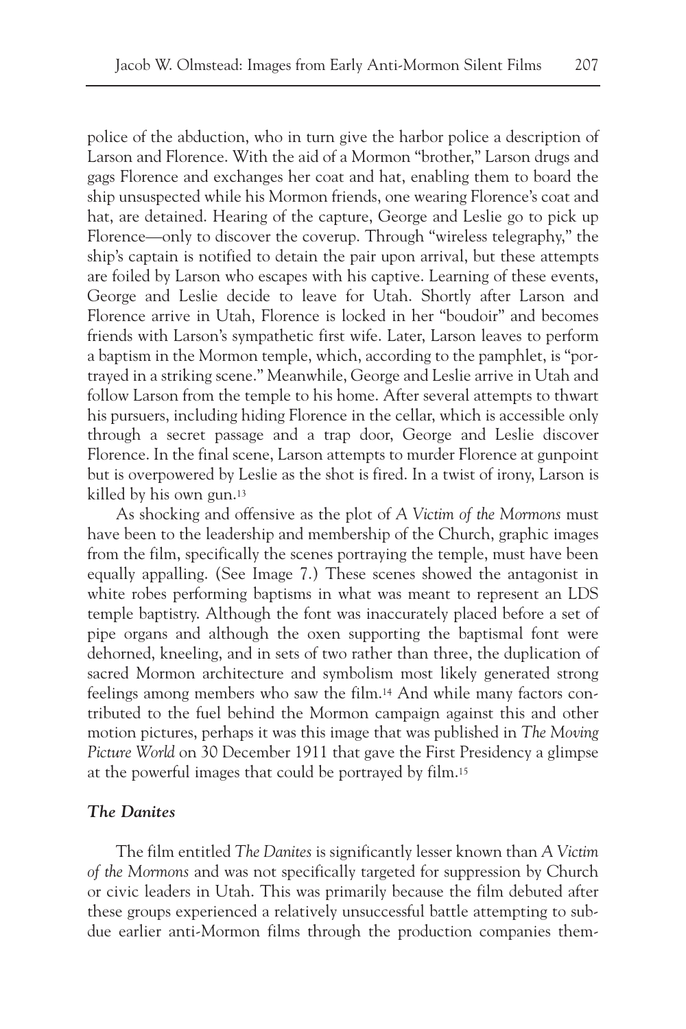police of the abduction, who in turn give the harbor police a description of Larson and Florence. With the aid of a Mormon "brother," Larson drugs and gags Florence and exchanges her coat and hat, enabling them to board the ship unsuspected while his Mormon friends, one wearing Florence's coat and hat, are detained. Hearing of the capture, George and Leslie go to pick up Florence—only to discover the coverup. Through "wireless telegraphy," the ship's captain is notified to detain the pair upon arrival, but these attempts are foiled by Larson who escapes with his captive. Learning of these events, George and Leslie decide to leave for Utah. Shortly after Larson and Florence arrive in Utah, Florence is locked in her "boudoir" and becomes friends with Larson's sympathetic first wife. Later, Larson leaves to perform a baptism in the Mormon temple, which, according to the pamphlet, is "portrayed in a striking scene." Meanwhile, George and Leslie arrive in Utah and follow Larson from the temple to his home. After several attempts to thwart his pursuers, including hiding Florence in the cellar, which is accessible only through a secret passage and a trap door, George and Leslie discover Florence. In the final scene, Larson attempts to murder Florence at gunpoint but is overpowered by Leslie as the shot is fired. In a twist of irony, Larson is killed by his own gun.[13]

As shocking and offensive as the plot of *A Victim of the Mormons* must have been to the leadership and membership of the Church, graphic images from the film, specifically the scenes portraying the temple, must have been equally appalling. (See Image 7.) These scenes showed the antagonist in white robes performing baptisms in what was meant to represent an LDS temple baptistry. Although the font was inaccurately placed before a set of pipe organs and although the oxen supporting the baptismal font were dehorned, kneeling, and in sets of two rather than three, the duplication of sacred Mormon architecture and symbolism most likely generated strong feelings among members who saw the film.[14] And while many factors contributed to the fuel behind the Mormon campaign against this and other motion pictures, perhaps it was this image that was published in *The Moving Picture World* on 30 December 1911 that gave the First Presidency a glimpse at the powerful images that could be portrayed by film.[15]

### *The Danites*

The film entitled *The Danites* is significantly lesser known than *A Victim of the Mormons* and was not specifically targeted for suppression by Church or civic leaders in Utah. This was primarily because the film debuted after these groups experienced a relatively unsuccessful battle attempting to subdue earlier anti-Mormon films through the production companies them-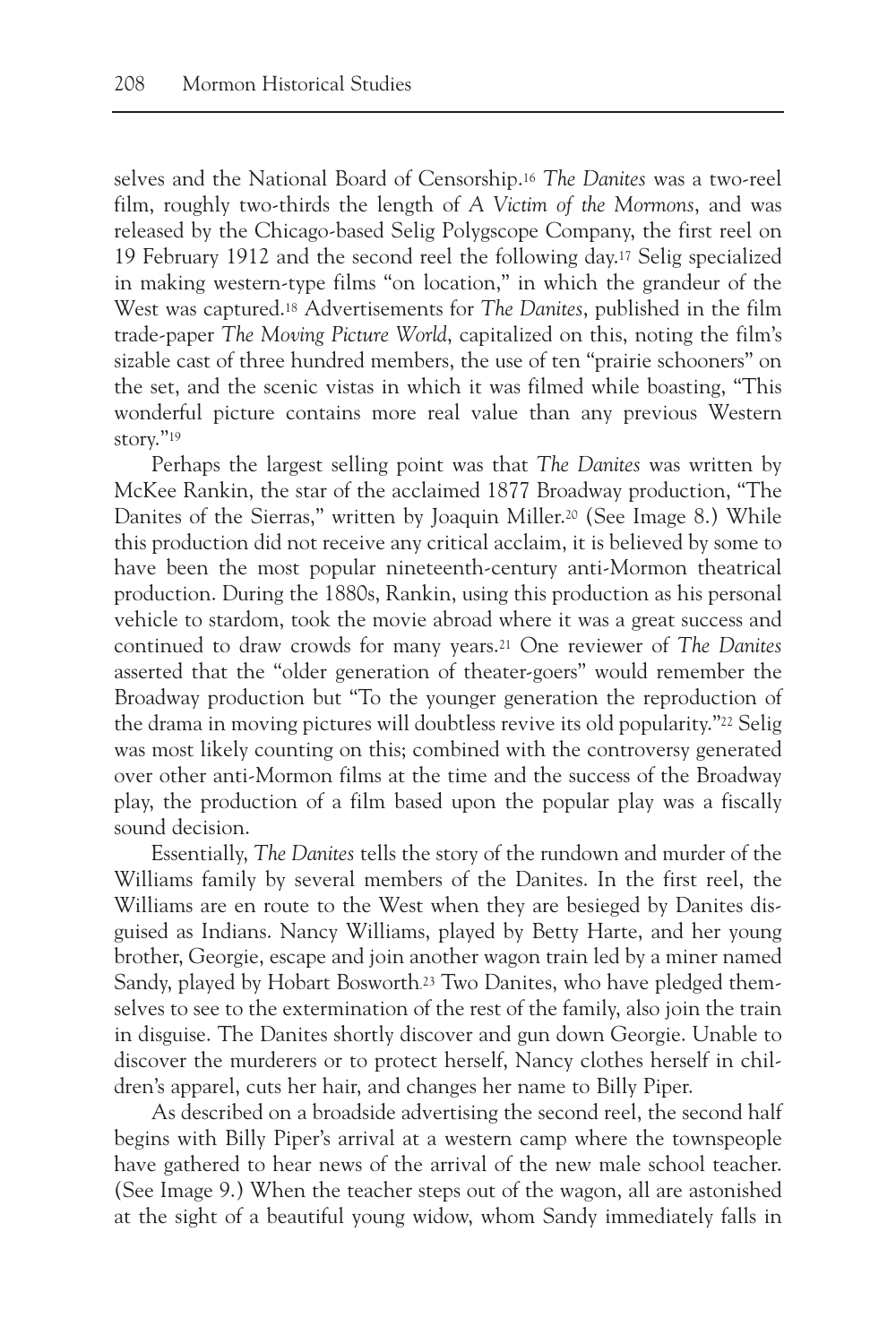selves and the National Board of Censorship.[16] *The Danites* was a two-reel film, roughly two-thirds the length of *A Victim of the Mormons*, and was released by the Chicago-based Selig Polygscope Company, the first reel on 19 February 1912 and the second reel the following day.[17] Selig specialized in making western-type films "on location," in which the grandeur of the West was captured.[18] Advertisements for *The Danites*, published in the film trade-paper *The Moving Picture World*, capitalized on this, noting the film's sizable cast of three hundred members, the use of ten "prairie schooners" on the set, and the scenic vistas in which it was filmed while boasting, "This wonderful picture contains more real value than any previous Western story."[19]

Perhaps the largest selling point was that *The Danites* was written by McKee Rankin, the star of the acclaimed 1877 Broadway production, "The Danites of the Sierras," written by Joaquin Miller.[20] (See Image 8.) While this production did not receive any critical acclaim, it is believed by some to have been the most popular nineteenth-century anti-Mormon theatrical production. During the 1880s, Rankin, using this production as his personal vehicle to stardom, took the movie abroad where it was a great success and continued to draw crowds for many years.[21] One reviewer of *The Danites* asserted that the "older generation of theater-goers" would remember the Broadway production but "To the younger generation the reproduction of the drama in moving pictures will doubtless revive its old popularity."[22] Selig was most likely counting on this; combined with the controversy generated over other anti-Mormon films at the time and the success of the Broadway play, the production of a film based upon the popular play was a fiscally sound decision.

Essentially, *The Danites* tells the story of the rundown and murder of the Williams family by several members of the Danites. In the first reel, the Williams are en route to the West when they are besieged by Danites disguised as Indians. Nancy Williams, played by Betty Harte, and her young brother, Georgie, escape and join another wagon train led by a miner named Sandy, played by Hobart Bosworth.[23] Two Danites, who have pledged themselves to see to the extermination of the rest of the family, also join the train in disguise. The Danites shortly discover and gun down Georgie. Unable to discover the murderers or to protect herself, Nancy clothes herself in children's apparel, cuts her hair, and changes her name to Billy Piper.

As described on a broadside advertising the second reel, the second half begins with Billy Piper's arrival at a western camp where the townspeople have gathered to hear news of the arrival of the new male school teacher. (See Image 9.) When the teacher steps out of the wagon, all are astonished at the sight of a beautiful young widow, whom Sandy immediately falls in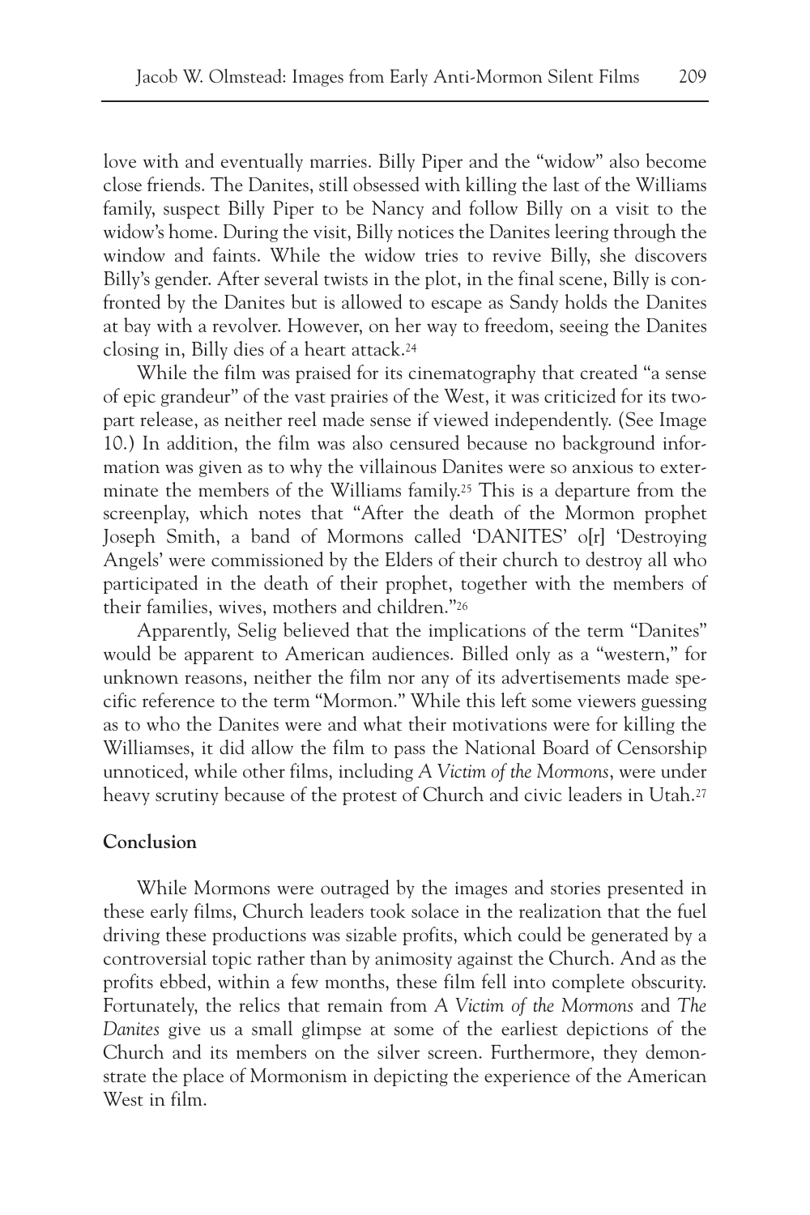love with and eventually marries. Billy Piper and the "widow" also become close friends. The Danites, still obsessed with killing the last of the Williams family, suspect Billy Piper to be Nancy and follow Billy on a visit to the widow's home. During the visit, Billy notices the Danites leering through the window and faints. While the widow tries to revive Billy, she discovers Billy's gender. After several twists in the plot, in the final scene, Billy is confronted by the Danites but is allowed to escape as Sandy holds the Danites at bay with a revolver. However, on her way to freedom, seeing the Danites closing in, Billy dies of a heart attack.[24]

While the film was praised for its cinematography that created "a sense of epic grandeur" of the vast prairies of the West, it was criticized for its two-part release, as neither reel made sense if viewed independently. (See Image 10.) In addition, the film was also censured because no background information was given as to why the villainous Danites were so anxious to exterminate the members of the Williams family.[25] This is a departure from the screenplay, which notes that "After the death of the Mormon prophet Joseph Smith, a band of Mormons called 'DANITES' o[r] 'Destroying Angels' were commissioned by the Elders of their church to destroy all who participated in the death of their prophet, together with the members of their families, wives, mothers and children."[26]

Apparently, Selig believed that the implications of the term "Danites" would be apparent to American audiences. Billed only as a "western," for unknown reasons, neither the film nor any of its advertisements made specific reference to the term "Mormon." While this left some viewers guessing as to who the Danites were and what their motivations were for killing the Williamses, it did allow the film to pass the National Board of Censorship unnoticed, while other films, including *A Victim of the Mormons*, were under heavy scrutiny because of the protest of Church and civic leaders in Utah.[27]

## Conclusion

While Mormons were outraged by the images and stories presented in these early films, Church leaders took solace in the realization that the fuel driving these productions was sizable profits, which could be generated by a controversial topic rather than by animosity against the Church. And as the profits ebbed, within a few months, these film fell into complete obscurity. Fortunately, the relics that remain from *A Victim of the Mormons* and *The Danites* give us a small glimpse at some of the earliest depictions of the Church and its members on the silver screen. Furthermore, they demonstrate the place of Mormonism in depicting the experience of the American West in film.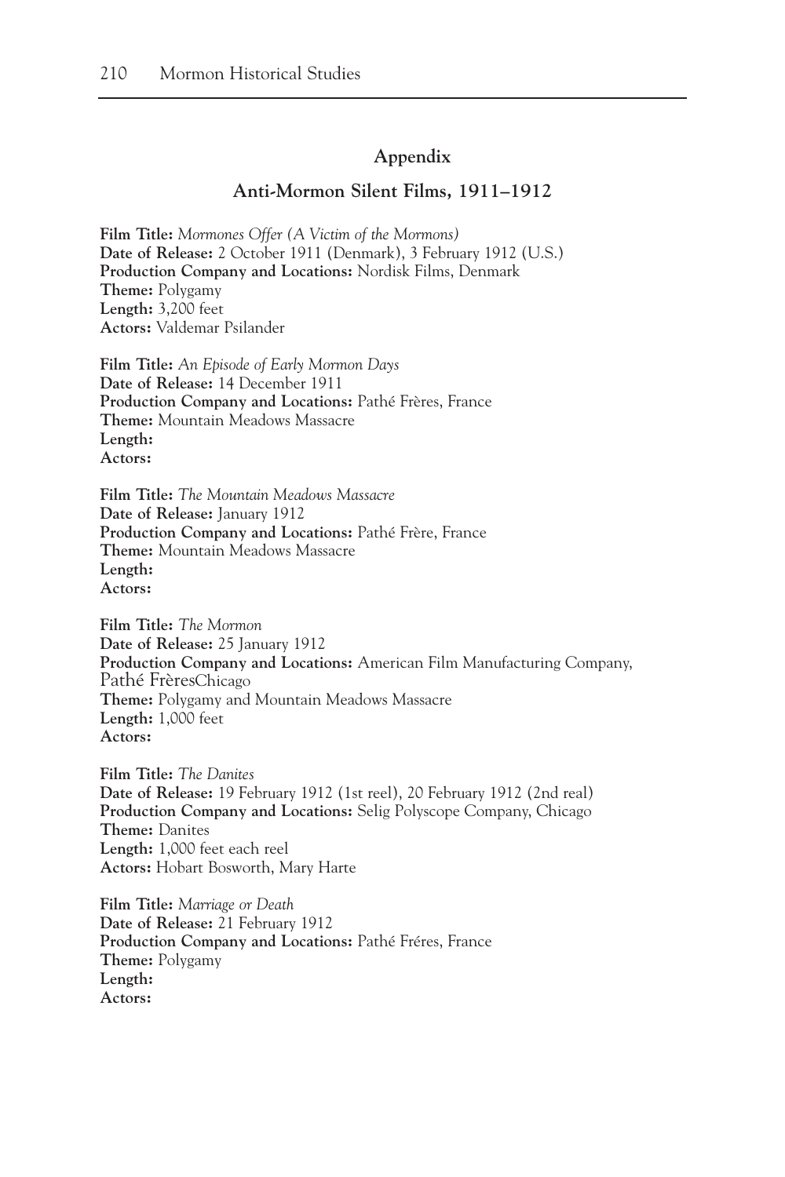## Appendix

### Anti-Mormon Silent Films, 1911–1912

**Film Title:** *Mormones Offer (A Victim of the Mormons)*
**Date of Release:** 2 October 1911 (Denmark), 3 February 1912 (U.S.)
**Production Company and Locations:** Nordisk Films, Denmark
**Theme:** Polygamy
**Length:** 3,200 feet
**Actors:** Valdemar Psilander

**Film Title:** *An Episode of Early Mormon Days*
**Date of Release:** 14 December 1911
**Production Company and Locations:** Pathé Frères, France
**Theme:** Mountain Meadows Massacre
**Length:**
**Actors:**

**Film Title:** *The Mountain Meadows Massacre*
**Date of Release:** January 1912
**Production Company and Locations:** Pathé Frère, France
**Theme:** Mountain Meadows Massacre
**Length:**
**Actors:**

**Film Title:** *The Mormon*
**Date of Release:** 25 January 1912
**Production Company and Locations:** American Film Manufacturing Company, Pathé FrèresChicago
**Theme:** Polygamy and Mountain Meadows Massacre
**Length:** 1,000 feet
**Actors:**

**Film Title:** *The Danites*
**Date of Release:** 19 February 1912 (1st reel), 20 February 1912 (2nd real)
**Production Company and Locations:** Selig Polyscope Company, Chicago
**Theme:** Danites
**Length:** 1,000 feet each reel
**Actors:** Hobart Bosworth, Mary Harte

**Film Title:** *Marriage or Death*
**Date of Release:** 21 February 1912
**Production Company and Locations:** Pathé Fréres, France
**Theme:** Polygamy
**Length:**
**Actors:**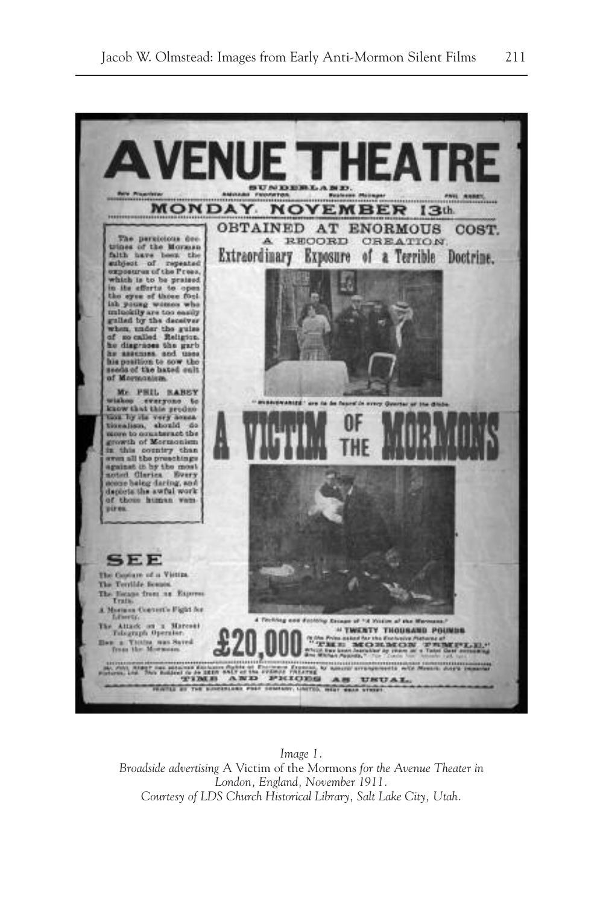*Image 1.*
*Broadside advertising* A Victim of the Mormons *for the Avenue Theater in London, England, November 1911.*
*Courtesy of LDS Church Historical Library, Salt Lake City, Utah.*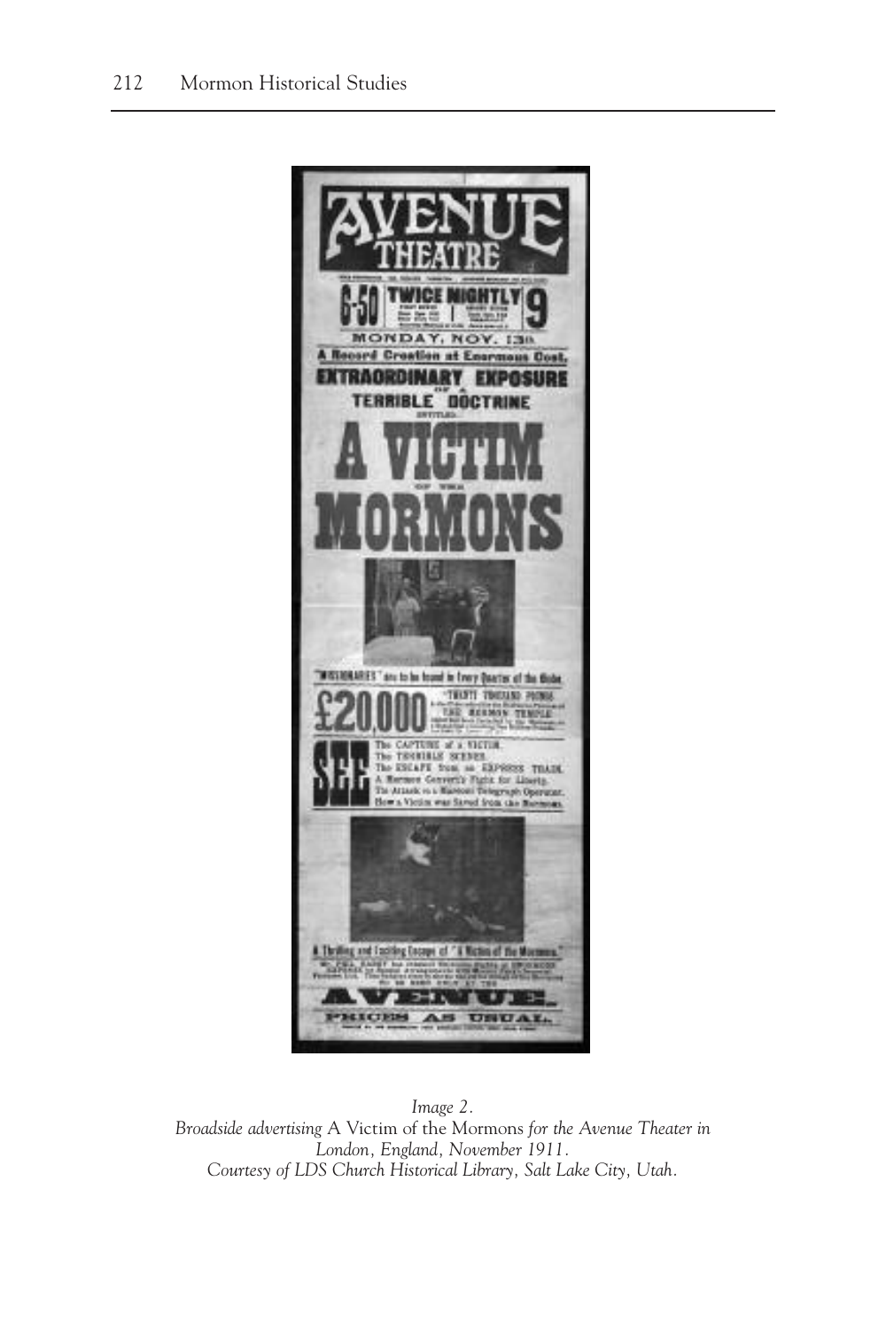*Image 2.*
*Broadside advertising* A Victim of the Mormons *for the Avenue Theater in London, England, November 1911.*
*Courtesy of LDS Church Historical Library, Salt Lake City, Utah.*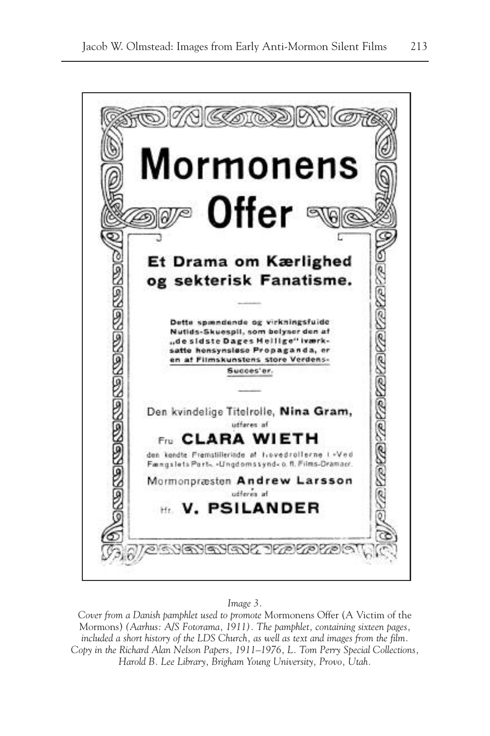*Image 3.*

*Cover from a Danish pamphlet used to promote* Mormonens Offer (A Victim of the Mormons) *(Aarhus: A/S Fotorama, 1911). The pamphlet, containing sixteen pages, included a short history of the LDS Church, as well as text and images from the film. Copy in the Richard Alan Nelson Papers, 1911–1976, L. Tom Perry Special Collections, Harold B. Lee Library, Brigham Young University, Provo, Utah.*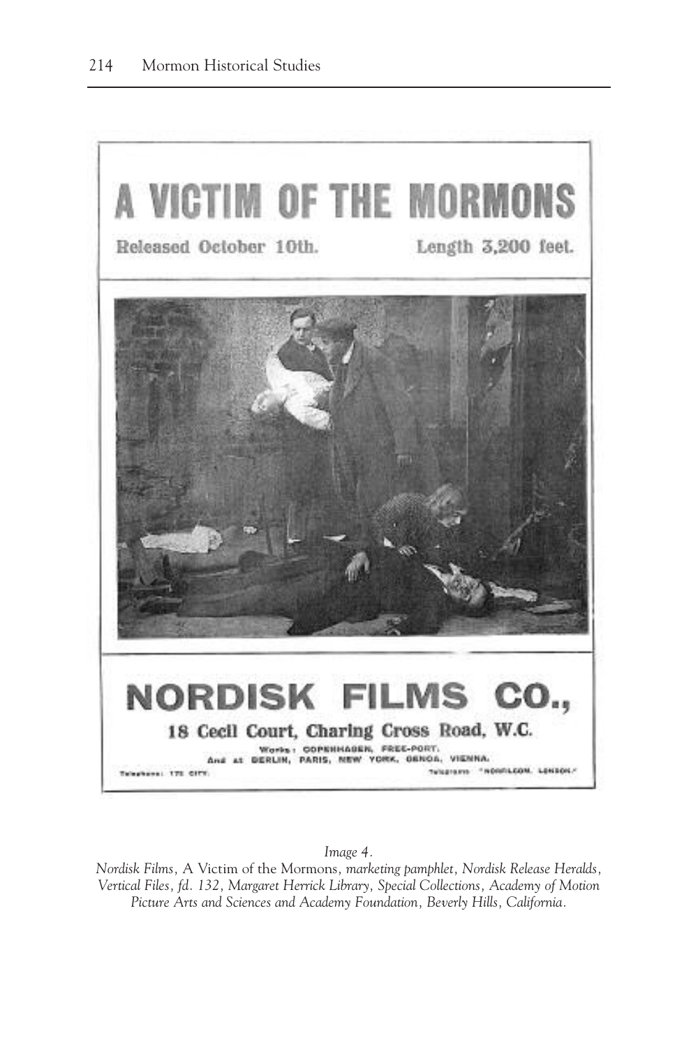# A VICTIM OF THE MORMONS

Released October 10th. Length 3,200 feet.

# NORDISK FILMS CO.,

**18 Cecil Court, Charing Cross Road, W.C.**

Works: COPENHAGEN, FREE-PORT.
And at BERLIN, PARIS, NEW YORK, GENOA, VIENNA.

Telephone: 175 CITY. Telegrams: "NORFILCOM, LONDON."

*Image 4.*

*Nordisk Films,* A Victim of the Mormons, *marketing pamphlet, Nordisk Release Heralds, Vertical Files, fd. 132, Margaret Herrick Library, Special Collections, Academy of Motion Picture Arts and Sciences and Academy Foundation, Beverly Hills, California.*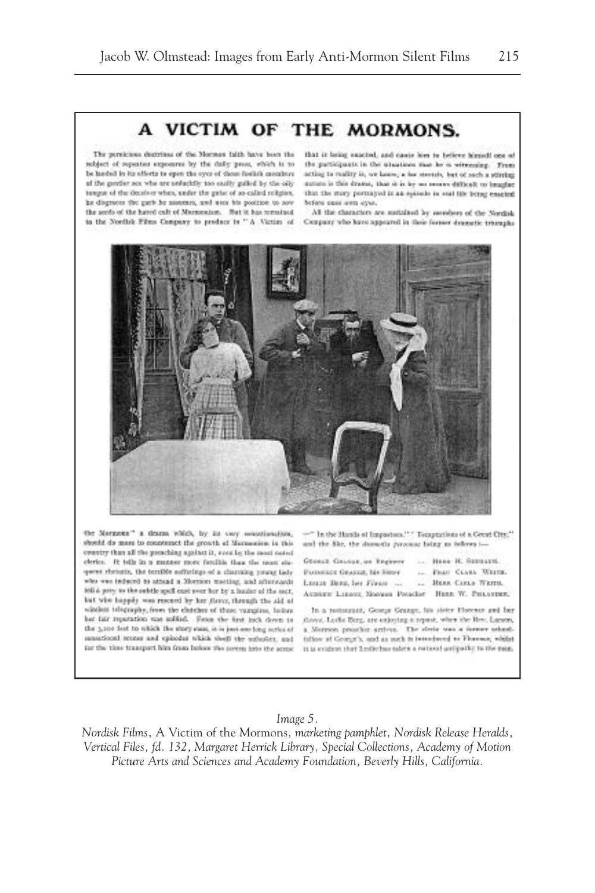*Image 5.*

*Nordisk Films,* A Victim of the Mormons, *marketing pamphlet, Nordisk Release Heralds, Vertical Files, fd. 132, Margaret Herrick Library, Special Collections, Academy of Motion Picture Arts and Sciences and Academy Foundation, Beverly Hills, California.*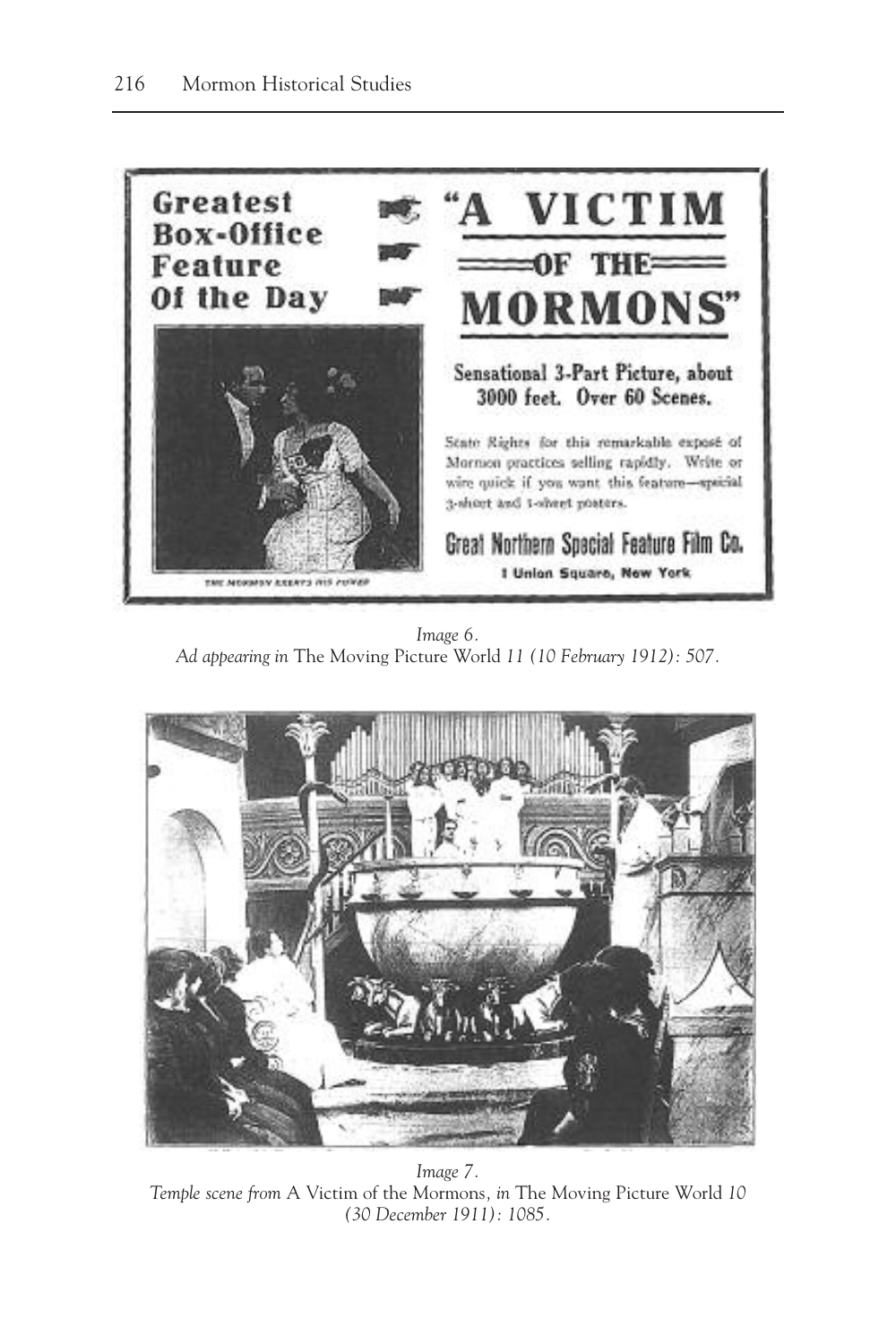Greatest Box-Office Feature Of the Day

# "A VICTIM OF THE MORMONS"

Sensational 3-Part Picture, about 3000 feet. Over 60 Scenes.

State Rights for this remarkable exposé of Mormon practices selling rapidly. Write or wire quick if you want this feature—special 3-sheet and 1-sheet posters.

Great Northern Special Feature Film Co.
1 Union Square, New York

THE MORMON EXERTS HIS POWER

*Image 6.*
*Ad appearing in* The Moving Picture World *11 (10 February 1912): 507.*

*Image 7.*
*Temple scene from* A Victim of the Mormons, *in* The Moving Picture World *10 (30 December 1911): 1085.*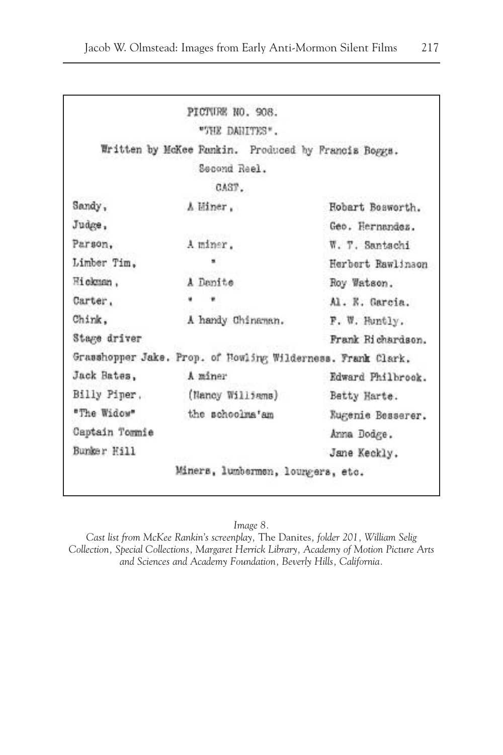PICTURE NO. 908.

"THE DANITES".

Written by McKee Rankin. Produced by Francis Boggs.

Second Reel.

CAST.

| | | |
|---|---|---|
| Sandy, | A Miner, | Hobart Bosworth. |
| Judge, | | Geo. Hernandez. |
| Parson, | A miner, | W. T. Santschi |
| Limber Tim, | " | Herbert Rawlinson |
| Hickman, | A Danite | Roy Watson. |
| Carter, | " " | Al. E. Garcia. |
| Chink, | A handy Chinaman. | F. W. Huntly. |
| Stage driver | | Frank Richardson. |
| Grasshopper Jake. Prop. of Howling Wilderness. | | Frank Clark. |
| Jack Bates, | A miner | Edward Philbrook. |
| Billy Piper, | (Nancy Williams) | Betty Harte. |
| "The Widow" | the schoolma'am | Eugenie Besserer. |
| Captain Tommie | | Anna Dodge. |
| Bunker Hill | | Jane Keckly. |

Miners, lumbermen, loungers, etc.

*Image 8.*

*Cast list from McKee Rankin's screenplay,* The Danites, *folder 201, William Selig Collection, Special Collections, Margaret Herrick Library, Academy of Motion Picture Arts and Sciences and Academy Foundation, Beverly Hills, California.*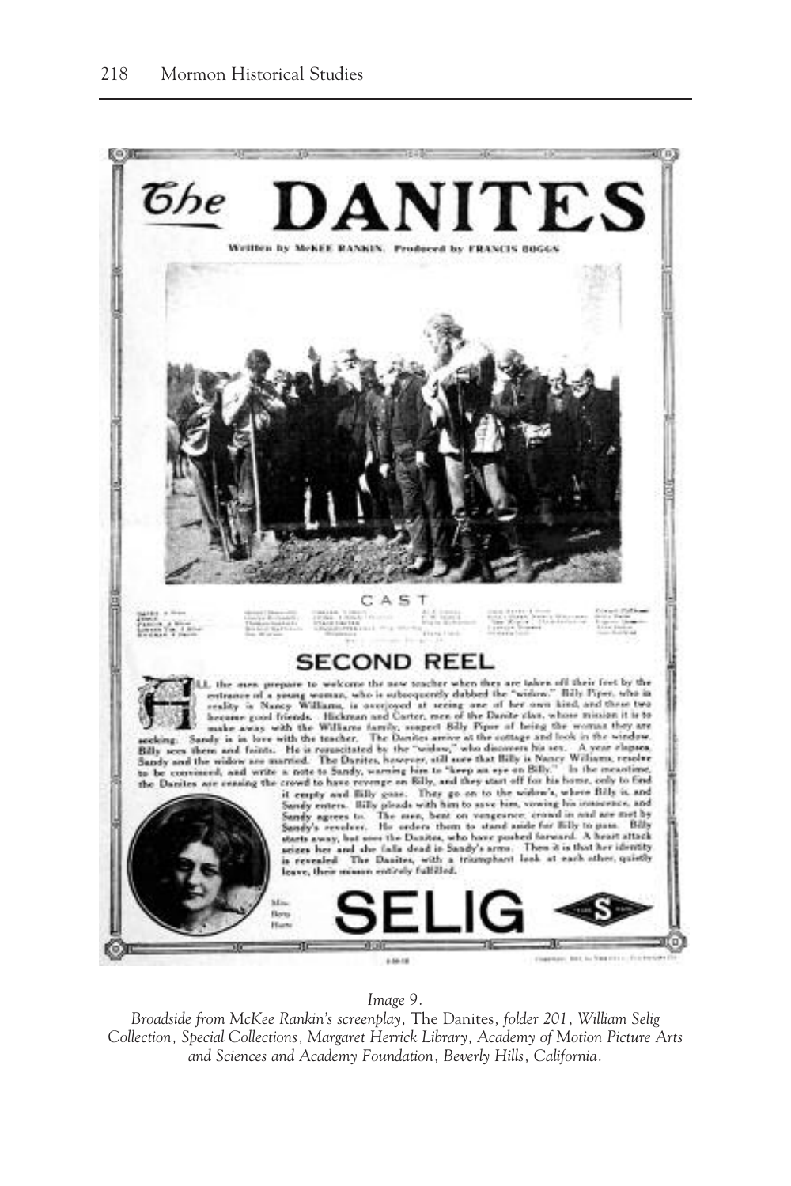*Image 9.*

*Broadside from McKee Rankin's screenplay,* The Danites, *folder 201, William Selig Collection, Special Collections, Margaret Herrick Library, Academy of Motion Picture Arts and Sciences and Academy Foundation, Beverly Hills, California.*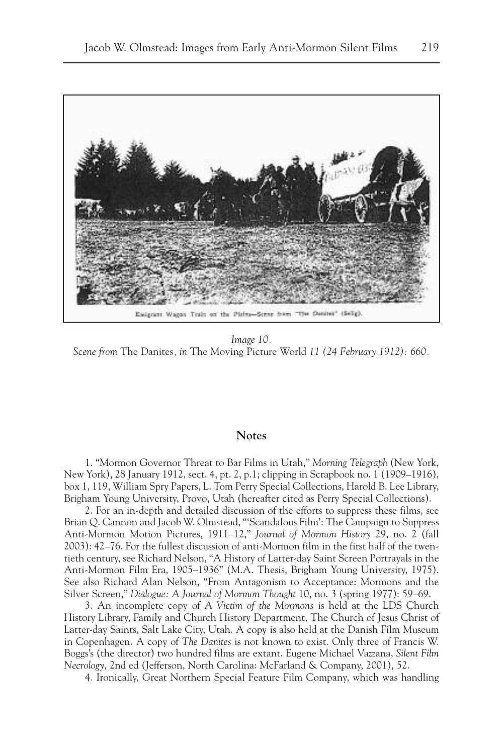Emigrant Wagon Train on the Plains—Scene from "The Danites" (Selig).

*Image 10.*
*Scene from* The Danites*, in* The Moving Picture World *11 (24 February 1912): 660.*

## Notes

1. "Mormon Governor Threat to Bar Films in Utah," *Morning Telegraph* (New York, New York), 28 January 1912, sect. 4, pt. 2, p.1; clipping in Scrapbook no. 1 (1909–1916), box 1, 119, William Spry Papers, L. Tom Perry Special Collections, Harold B. Lee Library, Brigham Young University, Provo, Utah (hereafter cited as Perry Special Collections).

2. For an in-depth and detailed discussion of the efforts to suppress these films, see Brian Q. Cannon and Jacob W. Olmstead, "'Scandalous Film': The Campaign to Suppress Anti-Mormon Motion Pictures, 1911–12," *Journal of Mormon History* 29, no. 2 (fall 2003): 42–76. For the fullest discussion of anti-Mormon film in the first half of the twentieth century, see Richard Nelson, "A History of Latter-day Saint Screen Portrayals in the Anti-Mormon Film Era, 1905–1936" (M.A. Thesis, Brigham Young University, 1975). See also Richard Alan Nelson, "From Antagonism to Acceptance: Mormons and the Silver Screen," *Dialogue: A Journal of Mormon Thought* 10, no. 3 (spring 1977): 59–69.

3. An incomplete copy of *A Victim of the Mormons* is held at the LDS Church History Library, Family and Church History Department, The Church of Jesus Christ of Latter-day Saints, Salt Lake City, Utah. A copy is also held at the Danish Film Museum in Copenhagen. A copy of *The Danites* is not known to exist. Only three of Francis W. Boggs's (the director) two hundred films are extant. Eugene Michael Vazzana, *Silent Film Necrology*, 2nd ed (Jefferson, North Carolina: McFarland & Company, 2001), 52.

4. Ironically, Great Northern Special Feature Film Company, which was handling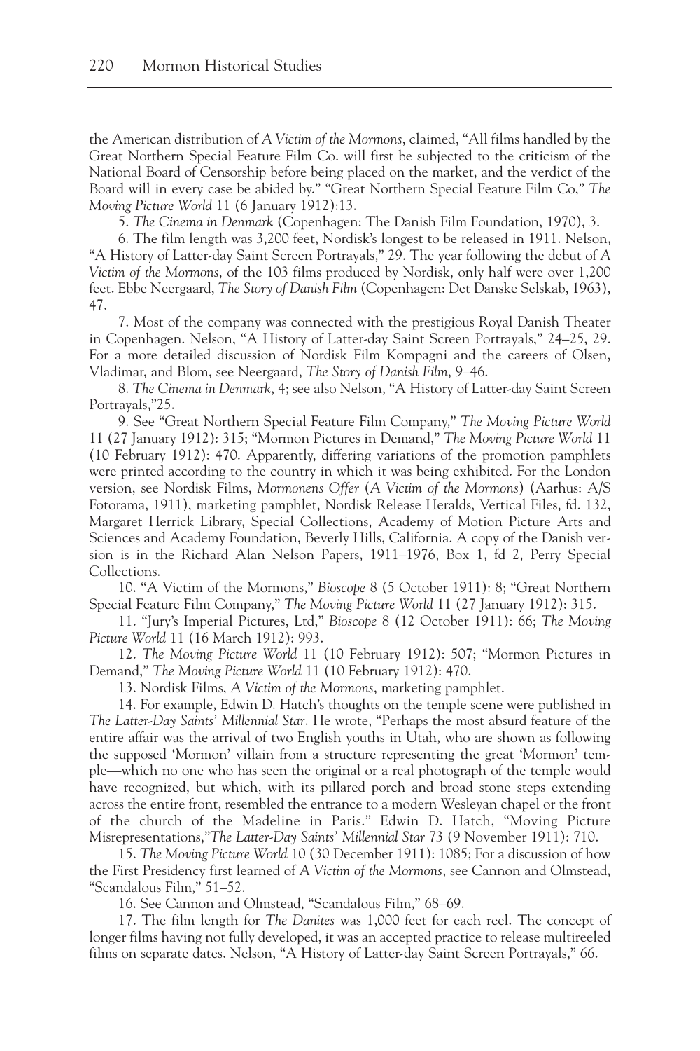the American distribution of *A Victim of the Mormons*, claimed, "All films handled by the Great Northern Special Feature Film Co. will first be subjected to the criticism of the National Board of Censorship before being placed on the market, and the verdict of the Board will in every case be abided by." "Great Northern Special Feature Film Co," *The Moving Picture World* 11 (6 January 1912):13.

5. *The Cinema in Denmark* (Copenhagen: The Danish Film Foundation, 1970), 3.

6. The film length was 3,200 feet, Nordisk's longest to be released in 1911. Nelson, "A History of Latter-day Saint Screen Portrayals," 29. The year following the debut of *A Victim of the Mormons*, of the 103 films produced by Nordisk, only half were over 1,200 feet. Ebbe Neergaard, *The Story of Danish Film* (Copenhagen: Det Danske Selskab, 1963), 47.

7. Most of the company was connected with the prestigious Royal Danish Theater in Copenhagen. Nelson, "A History of Latter-day Saint Screen Portrayals," 24–25, 29. For a more detailed discussion of Nordisk Film Kompagni and the careers of Olsen, Vladimar, and Blom, see Neergaard, *The Story of Danish Film*, 9–46.

8. *The Cinema in Denmark*, 4; see also Nelson, "A History of Latter-day Saint Screen Portrayals,"25.

9. See "Great Northern Special Feature Film Company," *The Moving Picture World* 11 (27 January 1912): 315; "Mormon Pictures in Demand," *The Moving Picture World* 11 (10 February 1912): 470. Apparently, differing variations of the promotion pamphlets were printed according to the country in which it was being exhibited. For the London version, see Nordisk Films, *Mormonens Offer* (*A Victim of the Mormons*) (Aarhus: A/S Fotorama, 1911), marketing pamphlet, Nordisk Release Heralds, Vertical Files, fd. 132, Margaret Herrick Library, Special Collections, Academy of Motion Picture Arts and Sciences and Academy Foundation, Beverly Hills, California. A copy of the Danish version is in the Richard Alan Nelson Papers, 1911–1976, Box 1, fd 2, Perry Special Collections.

10. "A Victim of the Mormons," *Bioscope* 8 (5 October 1911): 8; "Great Northern Special Feature Film Company," *The Moving Picture World* 11 (27 January 1912): 315.

11. "Jury's Imperial Pictures, Ltd," *Bioscope* 8 (12 October 1911): 66; *The Moving Picture World* 11 (16 March 1912): 993.

12. *The Moving Picture World* 11 (10 February 1912): 507; "Mormon Pictures in Demand," *The Moving Picture World* 11 (10 February 1912): 470.

13. Nordisk Films, *A Victim of the Mormons*, marketing pamphlet.

14. For example, Edwin D. Hatch's thoughts on the temple scene were published in *The Latter-Day Saints' Millennial Star*. He wrote, "Perhaps the most absurd feature of the entire affair was the arrival of two English youths in Utah, who are shown as following the supposed 'Mormon' villain from a structure representing the great 'Mormon' temple—which no one who has seen the original or a real photograph of the temple would have recognized, but which, with its pillared porch and broad stone steps extending across the entire front, resembled the entrance to a modern Wesleyan chapel or the front of the church of the Madeline in Paris." Edwin D. Hatch, "Moving Picture Misrepresentations,"*The Latter-Day Saints' Millennial Star* 73 (9 November 1911): 710.

15. *The Moving Picture World* 10 (30 December 1911): 1085; For a discussion of how the First Presidency first learned of *A Victim of the Mormons*, see Cannon and Olmstead, "Scandalous Film," 51–52.

16. See Cannon and Olmstead, "Scandalous Film," 68–69.

17. The film length for *The Danites* was 1,000 feet for each reel. The concept of longer films having not fully developed, it was an accepted practice to release multireeled films on separate dates. Nelson, "A History of Latter-day Saint Screen Portrayals," 66.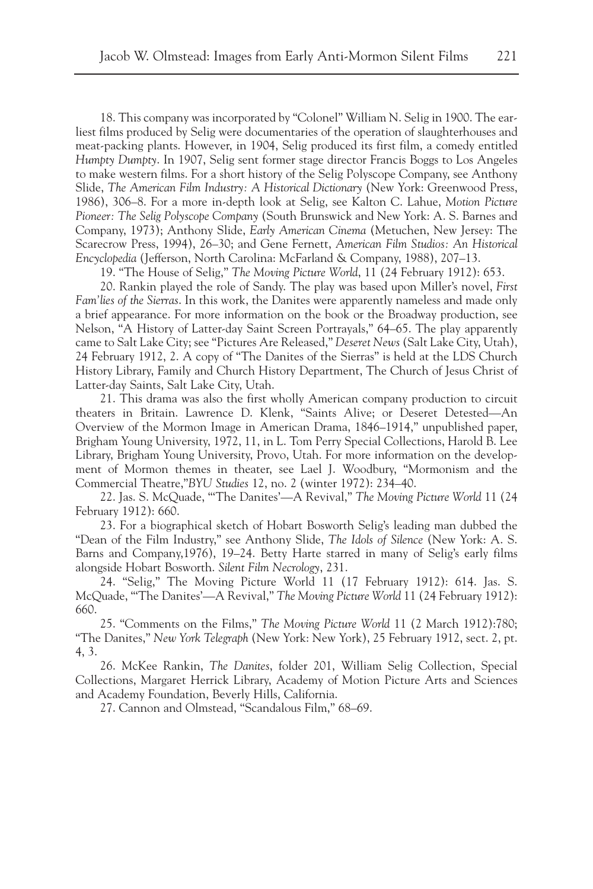18. This company was incorporated by "Colonel" William N. Selig in 1900. The earliest films produced by Selig were documentaries of the operation of slaughterhouses and meat-packing plants. However, in 1904, Selig produced its first film, a comedy entitled *Humpty Dumpty*. In 1907, Selig sent former stage director Francis Boggs to Los Angeles to make western films. For a short history of the Selig Polyscope Company, see Anthony Slide, *The American Film Industry: A Historical Dictionary* (New York: Greenwood Press, 1986), 306–8. For a more in-depth look at Selig, see Kalton C. Lahue, *Motion Picture Pioneer: The Selig Polyscope Company* (South Brunswick and New York: A. S. Barnes and Company, 1973); Anthony Slide, *Early American Cinema* (Metuchen, New Jersey: The Scarecrow Press, 1994), 26–30; and Gene Fernett, *American Film Studios: An Historical Encyclopedia* (Jefferson, North Carolina: McFarland & Company, 1988), 207–13.

19. "The House of Selig," *The Moving Picture World*, 11 (24 February 1912): 653.

20. Rankin played the role of Sandy. The play was based upon Miller's novel, *First Fam'lies of the Sierras*. In this work, the Danites were apparently nameless and made only a brief appearance. For more information on the book or the Broadway production, see Nelson, "A History of Latter-day Saint Screen Portrayals," 64–65. The play apparently came to Salt Lake City; see "Pictures Are Released," *Deseret News* (Salt Lake City, Utah), 24 February 1912, 2. A copy of "The Danites of the Sierras" is held at the LDS Church History Library, Family and Church History Department, The Church of Jesus Christ of Latter-day Saints, Salt Lake City, Utah.

21. This drama was also the first wholly American company production to circuit theaters in Britain. Lawrence D. Klenk, "Saints Alive; or Deseret Detested—An Overview of the Mormon Image in American Drama, 1846–1914," unpublished paper, Brigham Young University, 1972, 11, in L. Tom Perry Special Collections, Harold B. Lee Library, Brigham Young University, Provo, Utah. For more information on the development of Mormon themes in theater, see Lael J. Woodbury, "Mormonism and the Commercial Theatre,"*BYU Studies* 12, no. 2 (winter 1972): 234–40.

22. Jas. S. McQuade, "'The Danites'—A Revival," *The Moving Picture World* 11 (24 February 1912): 660.

23. For a biographical sketch of Hobart Bosworth Selig's leading man dubbed the "Dean of the Film Industry," see Anthony Slide, *The Idols of Silence* (New York: A. S. Barns and Company,1976), 19–24. Betty Harte starred in many of Selig's early films alongside Hobart Bosworth. *Silent Film Necrology*, 231.

24. "Selig," The Moving Picture World 11 (17 February 1912): 614. Jas. S. McQuade, "'The Danites'—A Revival," *The Moving Picture World* 11 (24 February 1912): 660.

25. "Comments on the Films," *The Moving Picture World* 11 (2 March 1912):780; "The Danites," *New York Telegraph* (New York: New York), 25 February 1912, sect. 2, pt. 4, 3.

26. McKee Rankin, *The Danites*, folder 201, William Selig Collection, Special Collections, Margaret Herrick Library, Academy of Motion Picture Arts and Sciences and Academy Foundation, Beverly Hills, California.

27. Cannon and Olmstead, "Scandalous Film," 68–69.